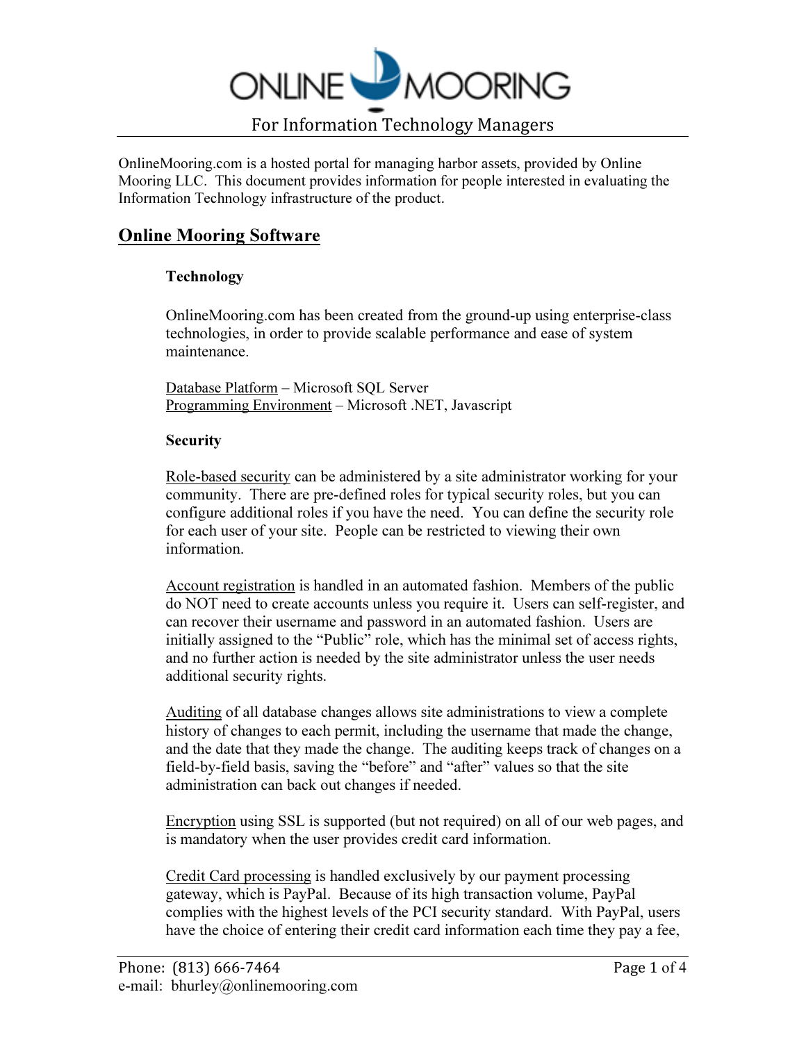# ONLINE MOORING

For Information Technology Managers

OnlineMooring.com is a hosted portal for managing harbor assets, provided by Online Mooring LLC. This document provides information for people interested in evaluating the Information Technology infrastructure of the product.

## Online Mooring Software

### Technology

OnlineMooring.com has been created from the ground-up using enterprise-class technologies, in order to provide scalable performance and ease of system maintenance.

Database Platform – Microsoft SQL Server
Programming Environment – Microsoft .NET, Javascript

### Security

Role-based security can be administered by a site administrator working for your community. There are pre-defined roles for typical security roles, but you can configure additional roles if you have the need. You can define the security role for each user of your site. People can be restricted to viewing their own information.

Account registration is handled in an automated fashion. Members of the public do NOT need to create accounts unless you require it. Users can self-register, and can recover their username and password in an automated fashion. Users are initially assigned to the "Public" role, which has the minimal set of access rights, and no further action is needed by the site administrator unless the user needs additional security rights.

Auditing of all database changes allows site administrations to view a complete history of changes to each permit, including the username that made the change, and the date that they made the change. The auditing keeps track of changes on a field-by-field basis, saving the "before" and "after" values so that the site administration can back out changes if needed.

Encryption using SSL is supported (but not required) on all of our web pages, and is mandatory when the user provides credit card information.

Credit Card processing is handled exclusively by our payment processing gateway, which is PayPal. Because of its high transaction volume, PayPal complies with the highest levels of the PCI security standard. With PayPal, users have the choice of entering their credit card information each time they pay a fee,

Phone: (813) 666-7464
e-mail: bhurley@onlinemooring.com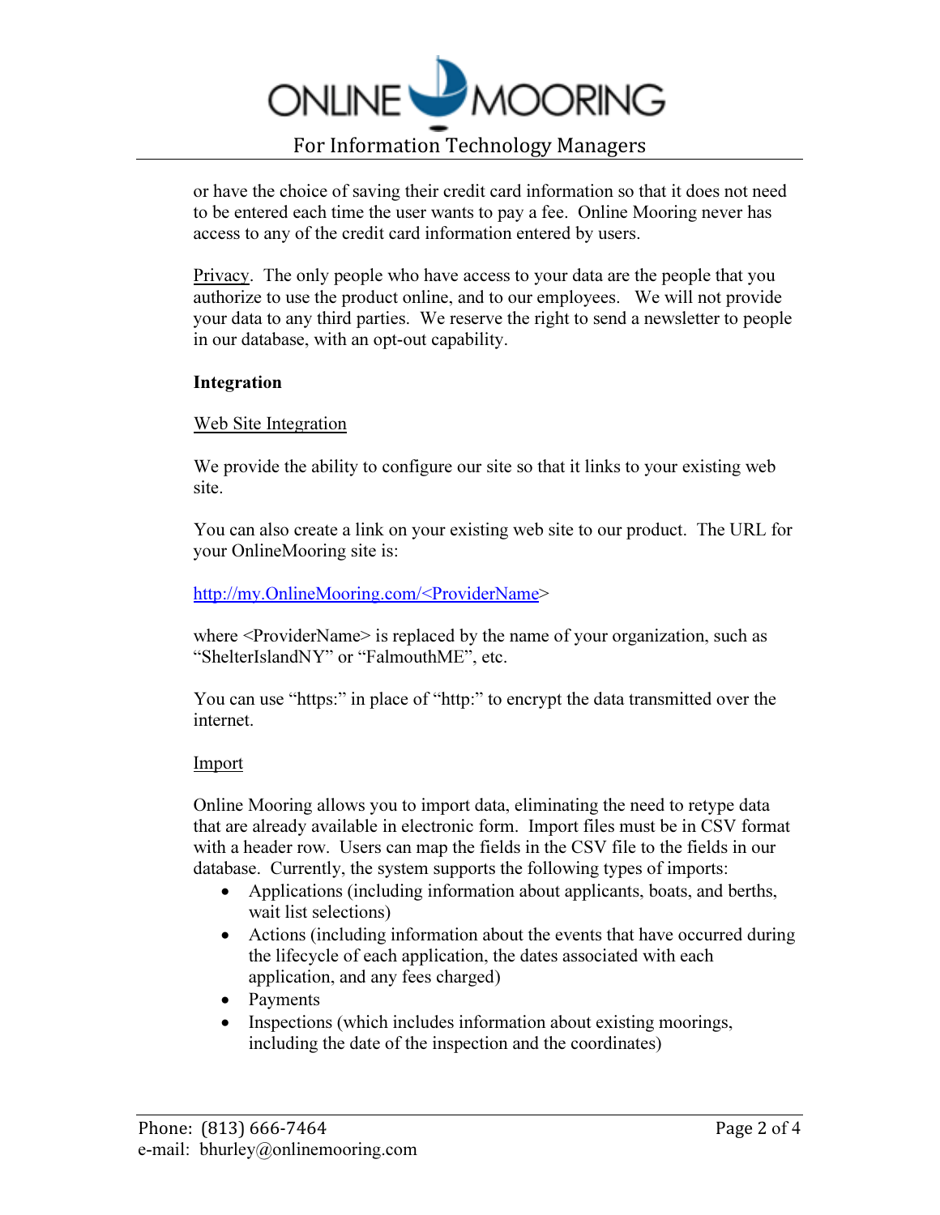or have the choice of saving their credit card information so that it does not need to be entered each time the user wants to pay a fee. Online Mooring never has access to any of the credit card information entered by users.

Privacy. The only people who have access to your data are the people that you authorize to use the product online, and to our employees. We will not provide your data to any third parties. We reserve the right to send a newsletter to people in our database, with an opt-out capability.

**Integration**

Web Site Integration

We provide the ability to configure our site so that it links to your existing web site.

You can also create a link on your existing web site to our product. The URL for your OnlineMooring site is:

http://my.OnlineMooring.com/<ProviderName>

where <ProviderName> is replaced by the name of your organization, such as "ShelterIslandNY" or "FalmouthME", etc.

You can use "https:" in place of "http:" to encrypt the data transmitted over the internet.

Import

Online Mooring allows you to import data, eliminating the need to retype data that are already available in electronic form. Import files must be in CSV format with a header row. Users can map the fields in the CSV file to the fields in our database. Currently, the system supports the following types of imports:

- Applications (including information about applicants, boats, and berths, wait list selections)
- Actions (including information about the events that have occurred during the lifecycle of each application, the dates associated with each application, and any fees charged)
- Payments
- Inspections (which includes information about existing moorings, including the date of the inspection and the coordinates)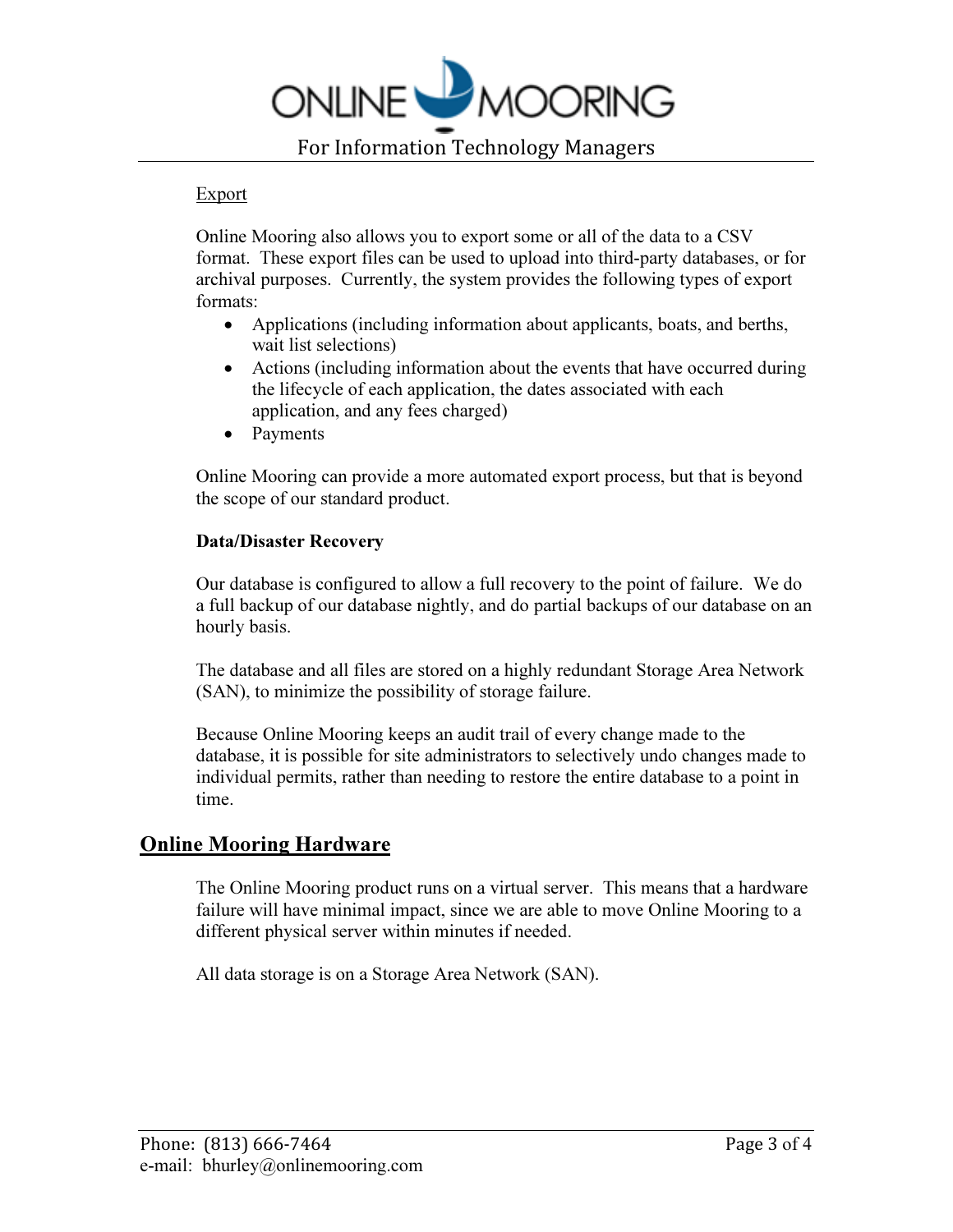Export

Online Mooring also allows you to export some or all of the data to a CSV format. These export files can be used to upload into third-party databases, or for archival purposes. Currently, the system provides the following types of export formats:

- Applications (including information about applicants, boats, and berths, wait list selections)
- Actions (including information about the events that have occurred during the lifecycle of each application, the dates associated with each application, and any fees charged)
- Payments

Online Mooring can provide a more automated export process, but that is beyond the scope of our standard product.

**Data/Disaster Recovery**

Our database is configured to allow a full recovery to the point of failure. We do a full backup of our database nightly, and do partial backups of our database on an hourly basis.

The database and all files are stored on a highly redundant Storage Area Network (SAN), to minimize the possibility of storage failure.

Because Online Mooring keeps an audit trail of every change made to the database, it is possible for site administrators to selectively undo changes made to individual permits, rather than needing to restore the entire database to a point in time.

## Online Mooring Hardware

The Online Mooring product runs on a virtual server. This means that a hardware failure will have minimal impact, since we are able to move Online Mooring to a different physical server within minutes if needed.

All data storage is on a Storage Area Network (SAN).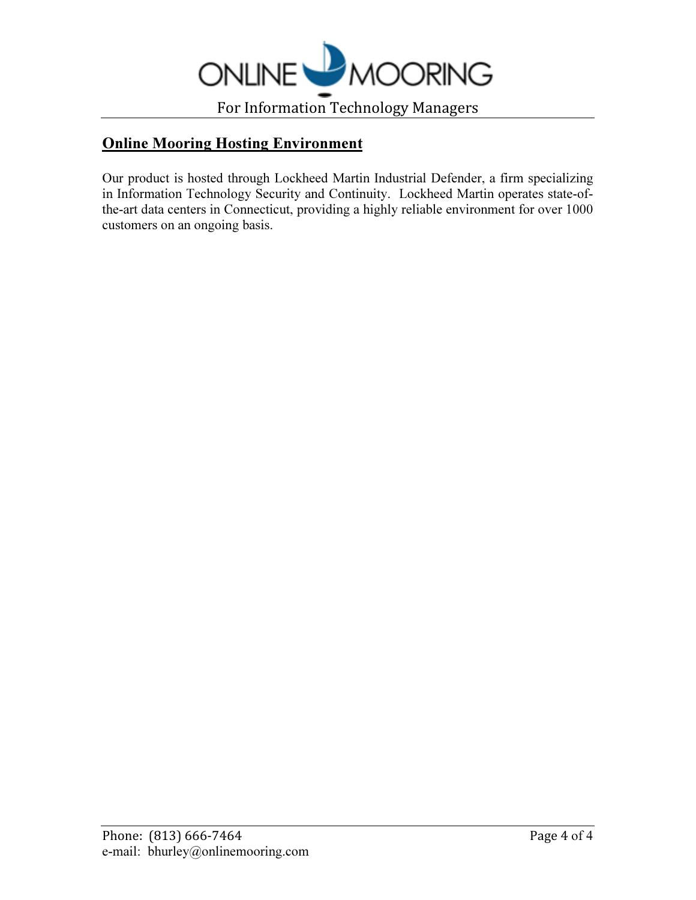## Online Mooring Hosting Environment

Our product is hosted through Lockheed Martin Industrial Defender, a firm specializing in Information Technology Security and Continuity. Lockheed Martin operates state-of-the-art data centers in Connecticut, providing a highly reliable environment for over 1000 customers on an ongoing basis.